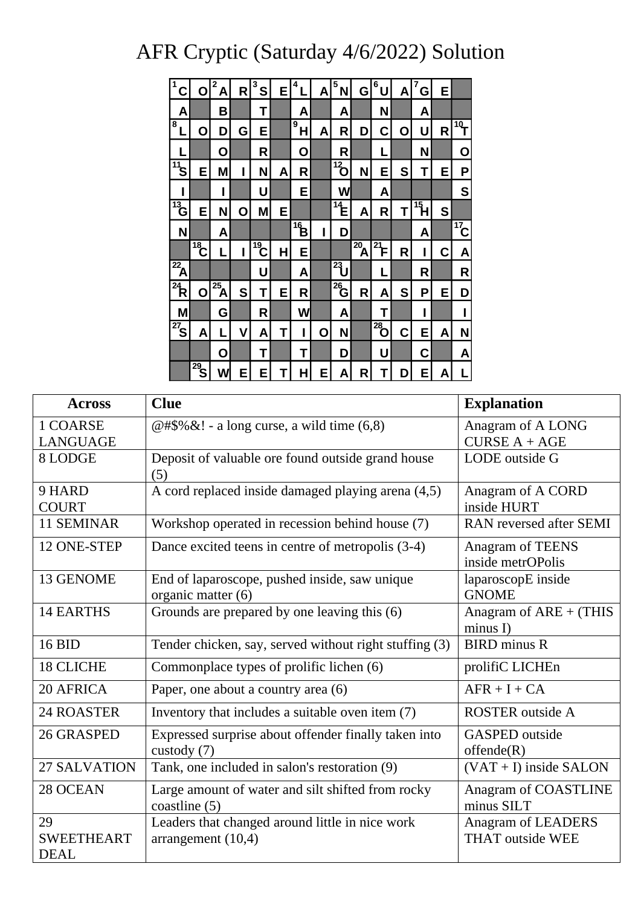# AFR Cryptic (Saturday 4/6/2022) Solution

| [1] C | O | [2] A | R | [3] S | E | [4] L | A | [5] N | G | [6] U | A | [7] G | E | |
|---|---|---|---|---|---|---|---|---|---|---|---|---|---|---|
| A | | B | | T | | A | | A | | N | | A | | |
| [8] L | O | D | G | E | | [9] H | A | R | D | C | O | U | R | [10] T |
| L | | O | | R | | O | | R | | L | | N | | O |
| [11] S | E | M | I | N | A | R | | [12] O | N | E | S | T | E | P |
| I | | I | | U | | E | | W | | A | | | | S |
| [13] G | E | N | O | M | E | | | [14] E | A | R | T | [15] H | S | |
| N | | A | | | | [16] B | I | D | | | | A | | [17] C |
| | [18] C | L | I | [19] C | H | E | | | [20] A | [21] F | R | I | C | A |
| [22] A | | | | U | | A | | [23] U | | L | | R | | R |
| [24] R | O | [25] A | S | T | E | R | | [26] G | R | A | S | P | E | D |
| M | | G | | R | | W | | A | | T | | I | | I |
| [27] S | A | L | V | A | T | I | O | N | | [28] O | C | E | A | N |
| | | O | | T | | T | | D | | U | | C | | A |
| | [29] S | W | E | E | T | H | E | A | R | T | D | E | A | L |

| Across | Clue | Explanation |
|---|---|---|
| 1 COARSE LANGUAGE | @#$%&! - a long curse, a wild time (6,8) | Anagram of A LONG CURSE A + AGE |
| 8 LODGE | Deposit of valuable ore found outside grand house (5) | LODE outside G |
| 9 HARD COURT | A cord replaced inside damaged playing arena (4,5) | Anagram of A CORD inside HURT |
| 11 SEMINAR | Workshop operated in recession behind house (7) | RAN reversed after SEMI |
| 12 ONE-STEP | Dance excited teens in centre of metropolis (3-4) | Anagram of TEENS inside metrOPolis |
| 13 GENOME | End of laparoscope, pushed inside, saw unique organic matter (6) | laparoscopE inside GNOME |
| 14 EARTHS | Grounds are prepared by one leaving this (6) | Anagram of ARE + (THIS minus I) |
| 16 BID | Tender chicken, say, served without right stuffing (3) | BIRD minus R |
| 18 CLICHE | Commonplace types of prolific lichen (6) | prolifiC LICHEn |
| 20 AFRICA | Paper, one about a country area (6) | AFR + I + CA |
| 24 ROASTER | Inventory that includes a suitable oven item (7) | ROSTER outside A |
| 26 GRASPED | Expressed surprise about offender finally taken into custody (7) | GASPED outside offende(R) |
| 27 SALVATION | Tank, one included in salon's restoration (9) | (VAT + I) inside SALON |
| 28 OCEAN | Large amount of water and silt shifted from rocky coastline (5) | Anagram of COASTLINE minus SILT |
| 29 SWEETHEART DEAL | Leaders that changed around little in nice work arrangement (10,4) | Anagram of LEADERS THAT outside WEE |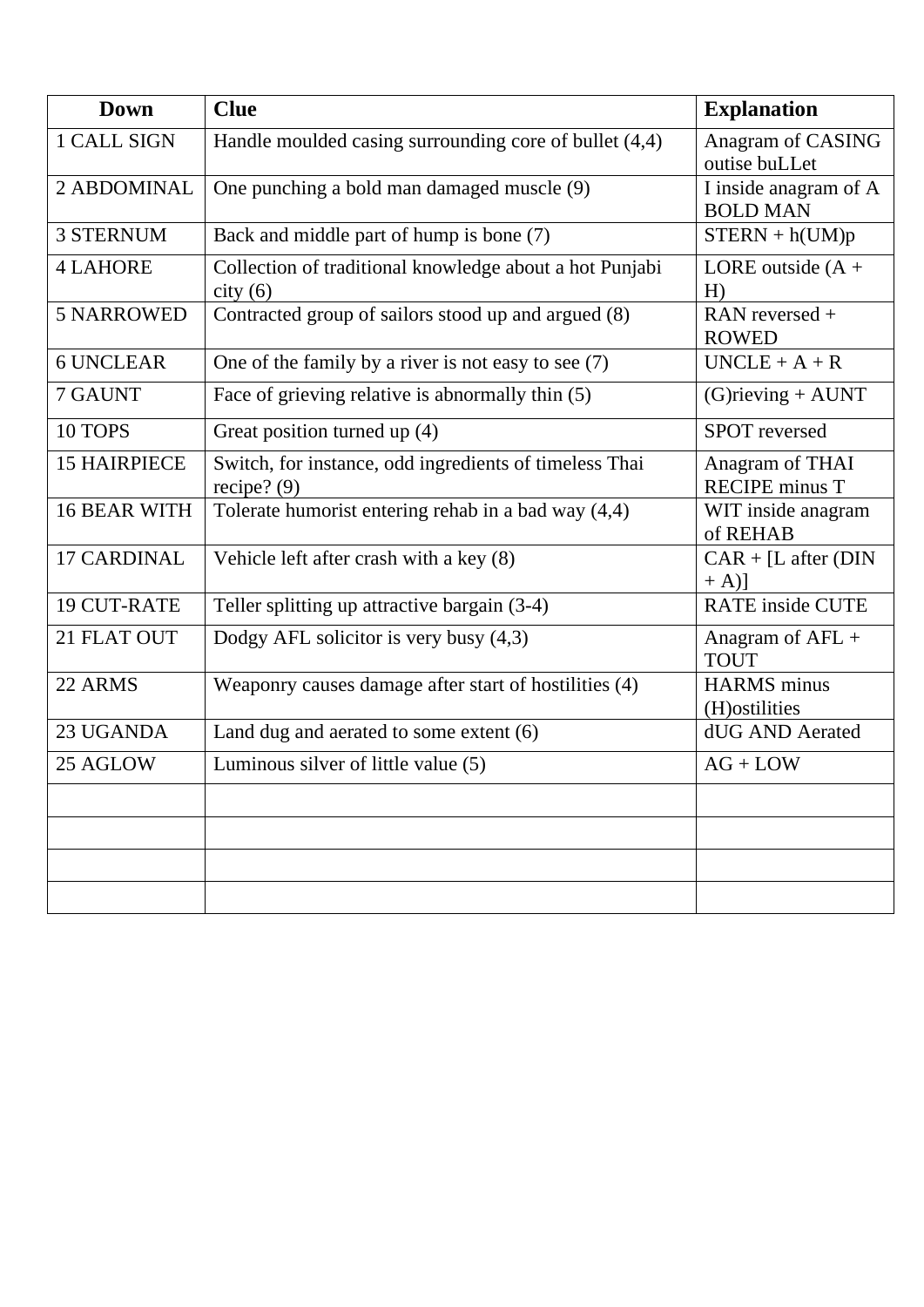| Down | Clue | Explanation |
|---|---|---|
| 1 CALL SIGN | Handle moulded casing surrounding core of bullet (4,4) | Anagram of CASING outise buLLet |
| 2 ABDOMINAL | One punching a bold man damaged muscle (9) | I inside anagram of A BOLD MAN |
| 3 STERNUM | Back and middle part of hump is bone (7) | STERN + h(UM)p |
| 4 LAHORE | Collection of traditional knowledge about a hot Punjabi city (6) | LORE outside (A + H) |
| 5 NARROWED | Contracted group of sailors stood up and argued (8) | RAN reversed + ROWED |
| 6 UNCLEAR | One of the family by a river is not easy to see (7) | UNCLE + A + R |
| 7 GAUNT | Face of grieving relative is abnormally thin (5) | (G)rieving + AUNT |
| 10 TOPS | Great position turned up (4) | SPOT reversed |
| 15 HAIRPIECE | Switch, for instance, odd ingredients of timeless Thai recipe? (9) | Anagram of THAI RECIPE minus T |
| 16 BEAR WITH | Tolerate humorist entering rehab in a bad way (4,4) | WIT inside anagram of REHAB |
| 17 CARDINAL | Vehicle left after crash with a key (8) | CAR + [L after (DIN + A)] |
| 19 CUT-RATE | Teller splitting up attractive bargain (3-4) | RATE inside CUTE |
| 21 FLAT OUT | Dodgy AFL solicitor is very busy (4,3) | Anagram of AFL + TOUT |
| 22 ARMS | Weaponry causes damage after start of hostilities (4) | HARMS minus (H)ostilities |
| 23 UGANDA | Land dug and aerated to some extent (6) | dUG AND Aerated |
| 25 AGLOW | Luminous silver of little value (5) | AG + LOW |
| | | |
| | | |
| | | |
| | | |